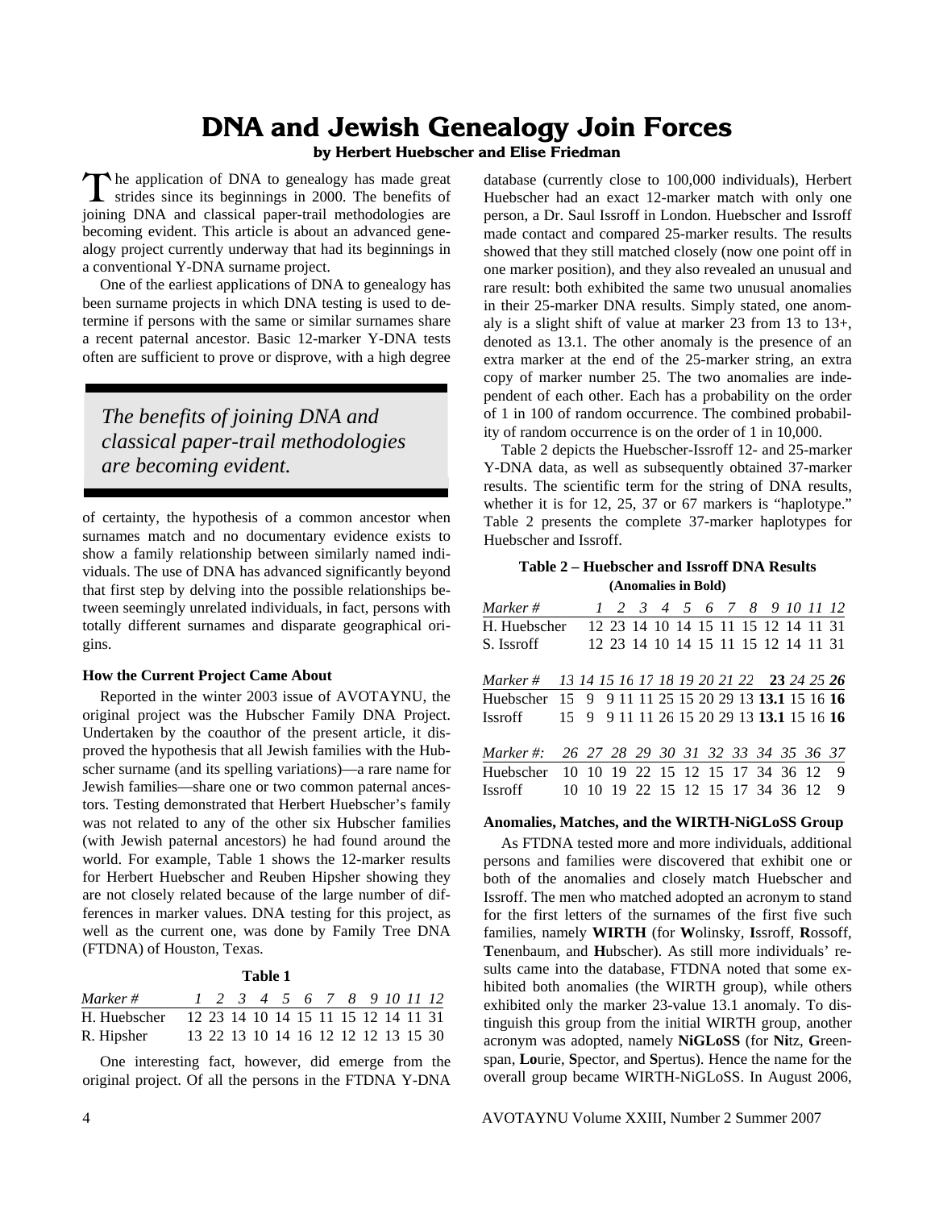# DNA and Jewish Genealogy Join Forces

**by Herbert Huebscher and Elise Friedman**

The application of DNA to genealogy has made great strides since its beginnings in 2000. The benefits of joining DNA and classical paper-trail methodologies are becoming evident. This article is about an advanced genealogy project currently underway that had its beginnings in a conventional Y-DNA surname project.

One of the earliest applications of DNA to genealogy has been surname projects in which DNA testing is used to determine if persons with the same or similar surnames share a recent paternal ancestor. Basic 12-marker Y-DNA tests often are sufficient to prove or disprove, with a high degree of certainty, the hypothesis of a common ancestor when surnames match and no documentary evidence exists to show a family relationship between similarly named individuals. The use of DNA has advanced significantly beyond that first step by delving into the possible relationships between seemingly unrelated individuals, in fact, persons with totally different surnames and disparate geographical origins.

> *The benefits of joining DNA and classical paper-trail methodologies are becoming evident.*

**How the Current Project Came About**

Reported in the winter 2003 issue of AVOTAYNU, the original project was the Hubscher Family DNA Project. Undertaken by the coauthor of the present article, it disproved the hypothesis that all Jewish families with the Hubscher surname (and its spelling variations)—a rare name for Jewish families—share one or two common paternal ancestors. Testing demonstrated that Herbert Huebscher's family was not related to any of the other six Hubscher families (with Jewish paternal ancestors) he had found around the world. For example, Table 1 shows the 12-marker results for Herbert Huebscher and Reuben Hipsher showing they are not closely related because of the large number of differences in marker values. DNA testing for this project, as well as the current one, was done by Family Tree DNA (FTDNA) of Houston, Texas.

**Table 1**

| *Marker #* | *1* | *2* | *3* | *4* | *5* | *6* | *7* | *8* | *9* | *10* | *11* | *12* |
|---|---|---|---|---|---|---|---|---|---|---|---|---|
| H. Huebscher | 12 | 23 | 14 | 10 | 14 | 15 | 11 | 15 | 12 | 14 | 11 | 31 |
| R. Hipsher | 13 | 22 | 13 | 10 | 14 | 16 | 12 | 12 | 12 | 13 | 15 | 30 |

One interesting fact, however, did emerge from the original project. Of all the persons in the FTDNA Y-DNA database (currently close to 100,000 individuals), Herbert Huebscher had an exact 12-marker match with only one person, a Dr. Saul Issroff in London. Huebscher and Issroff made contact and compared 25-marker results. The results showed that they still matched closely (now one point off in one marker position), and they also revealed an unusual and rare result: both exhibited the same two unusual anomalies in their 25-marker DNA results. Simply stated, one anomaly is a slight shift of value at marker 23 from 13 to 13+, denoted as 13.1. The other anomaly is the presence of an extra marker at the end of the 25-marker string, an extra copy of marker number 25. The two anomalies are independent of each other. Each has a probability on the order of 1 in 100 of random occurrence. The combined probability of random occurrence is on the order of 1 in 10,000.

Table 2 depicts the Huebscher-Issroff 12- and 25-marker Y-DNA data, as well as subsequently obtained 37-marker results. The scientific term for the string of DNA results, whether it is for 12, 25, 37 or 67 markers is "haplotype." Table 2 presents the complete 37-marker haplotypes for Huebscher and Issroff.

**Table 2 – Huebscher and Issroff DNA Results**
**(Anomalies in Bold)**

| *Marker #* | *1* | *2* | *3* | *4* | *5* | *6* | *7* | *8* | *9* | *10* | *11* | *12* | | | |
|---|---|---|---|---|---|---|---|---|---|---|---|---|---|---|---|
| H. Huebscher | 12 | 23 | 14 | 10 | 14 | 15 | 11 | 15 | 12 | 14 | 11 | 31 | | | |
| S. Issroff | 12 | 23 | 14 | 10 | 14 | 15 | 11 | 15 | 12 | 14 | 11 | 31 | | | |
| *Marker #* | *13* | *14* | *15* | *16* | *17* | *18* | *19* | *20* | *21* | *22* | ***23*** | *24* | *25* | ***26*** | |
| Huebscher | 15 | 9 | 9 | 11 | 11 | 25 | 15 | 20 | 29 | 13 | **13.1** | 15 | 16 | **16** | |
| Issroff | 15 | 9 | 9 | 11 | 11 | 26 | 15 | 20 | 29 | 13 | **13.1** | 15 | 16 | **16** | |
| *Marker #:* | *26* | *27* | *28* | *29* | *30* | *31* | *32* | *33* | *34* | *35* | *36* | *37* | | | |
| Huebscher | 10 | 10 | 19 | 22 | 15 | 12 | 15 | 17 | 34 | 36 | 12 | 9 | | | |
| Issroff | 10 | 10 | 19 | 22 | 15 | 12 | 15 | 17 | 34 | 36 | 12 | 9 | | | |

**Anomalies, Matches, and the WIRTH-NiGLoSS Group**

As FTDNA tested more and more individuals, additional persons and families were discovered that exhibit one or both of the anomalies and closely match Huebscher and Issroff. The men who matched adopted an acronym to stand for the first letters of the surnames of the first five such families, namely **WIRTH** (for **W**olinsky, **I**ssroff, **R**ossoff, **T**enenbaum, and **H**ubscher). As still more individuals' results came into the database, FTDNA noted that some exhibited both anomalies (the WIRTH group), while others exhibited only the marker 23-value 13.1 anomaly. To distinguish this group from the initial WIRTH group, another acronym was adopted, namely **NiGLoSS** (for **Ni**tz, **G**reenspan, **Lo**urie, **S**pector, and **S**pertus). Hence the name for the overall group became WIRTH-NiGLoSS. In August 2006,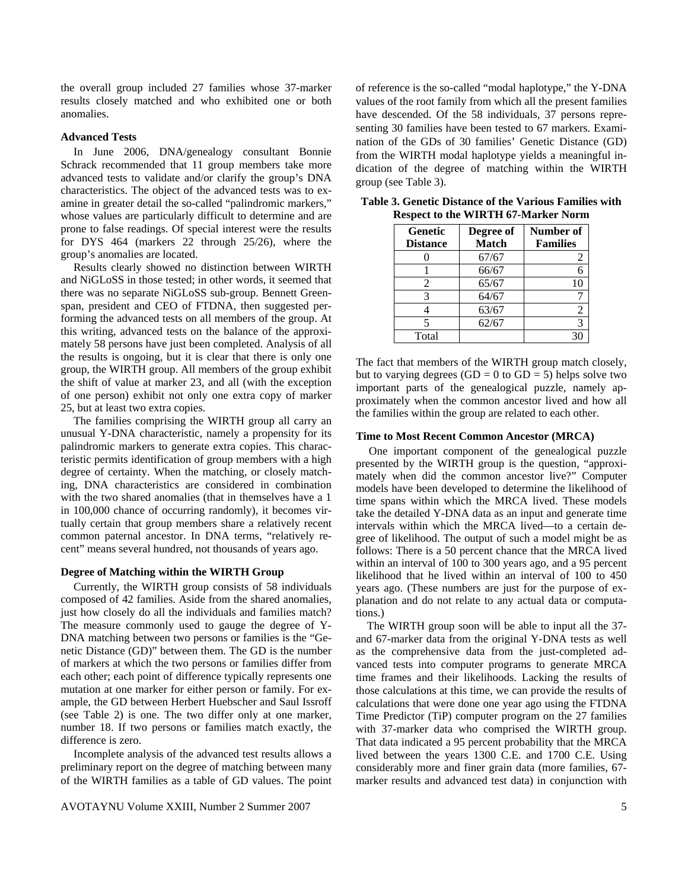the overall group included 27 families whose 37-marker results closely matched and who exhibited one or both anomalies.

### Advanced Tests

In June 2006, DNA/genealogy consultant Bonnie Schrack recommended that 11 group members take more advanced tests to validate and/or clarify the group's DNA characteristics. The object of the advanced tests was to examine in greater detail the so-called "palindromic markers," whose values are particularly difficult to determine and are prone to false readings. Of special interest were the results for DYS 464 (markers 22 through 25/26), where the group's anomalies are located.

Results clearly showed no distinction between WIRTH and NiGLoSS in those tested; in other words, it seemed that there was no separate NiGLoSS sub-group. Bennett Greenspan, president and CEO of FTDNA, then suggested performing the advanced tests on all members of the group. At this writing, advanced tests on the balance of the approximately 58 persons have just been completed. Analysis of all the results is ongoing, but it is clear that there is only one group, the WIRTH group. All members of the group exhibit the shift of value at marker 23, and all (with the exception of one person) exhibit not only one extra copy of marker 25, but at least two extra copies.

The families comprising the WIRTH group all carry an unusual Y-DNA characteristic, namely a propensity for its palindromic markers to generate extra copies. This characteristic permits identification of group members with a high degree of certainty. When the matching, or closely matching, DNA characteristics are considered in combination with the two shared anomalies (that in themselves have a 1 in 100,000 chance of occurring randomly), it becomes virtually certain that group members share a relatively recent common paternal ancestor. In DNA terms, "relatively recent" means several hundred, not thousands of years ago.

### Degree of Matching within the WIRTH Group

Currently, the WIRTH group consists of 58 individuals composed of 42 families. Aside from the shared anomalies, just how closely do all the individuals and families match? The measure commonly used to gauge the degree of Y-DNA matching between two persons or families is the "Genetic Distance (GD)" between them. The GD is the number of markers at which the two persons or families differ from each other; each point of difference typically represents one mutation at one marker for either person or family. For example, the GD between Herbert Huebscher and Saul Issroff (see Table 2) is one. The two differ only at one marker, number 18. If two persons or families match exactly, the difference is zero.

Incomplete analysis of the advanced test results allows a preliminary report on the degree of matching between many of the WIRTH families as a table of GD values. The point of reference is the so-called "modal haplotype," the Y-DNA values of the root family from which all the present families have descended. Of the 58 individuals, 37 persons representing 30 families have been tested to 67 markers. Examination of the GDs of 30 families' Genetic Distance (GD) from the WIRTH modal haplotype yields a meaningful indication of the degree of matching within the WIRTH group (see Table 3).

**Table 3. Genetic Distance of the Various Families with Respect to the WIRTH 67-Marker Norm**

| Genetic Distance | Degree of Match | Number of Families |
|---|---|---|
| 0 | 67/67 | 2 |
| 1 | 66/67 | 6 |
| 2 | 65/67 | 10 |
| 3 | 64/67 | 7 |
| 4 | 63/67 | 2 |
| 5 | 62/67 | 3 |
| Total | | 30 |

The fact that members of the WIRTH group match closely, but to varying degrees (GD = 0 to GD = 5) helps solve two important parts of the genealogical puzzle, namely approximately when the common ancestor lived and how all the families within the group are related to each other.

### Time to Most Recent Common Ancestor (MRCA)

One important component of the genealogical puzzle presented by the WIRTH group is the question, "approximately when did the common ancestor live?" Computer models have been developed to determine the likelihood of time spans within which the MRCA lived. These models take the detailed Y-DNA data as an input and generate time intervals within which the MRCA lived—to a certain degree of likelihood. The output of such a model might be as follows: There is a 50 percent chance that the MRCA lived within an interval of 100 to 300 years ago, and a 95 percent likelihood that he lived within an interval of 100 to 450 years ago. (These numbers are just for the purpose of explanation and do not relate to any actual data or computations.)

The WIRTH group soon will be able to input all the 37- and 67-marker data from the original Y-DNA tests as well as the comprehensive data from the just-completed advanced tests into computer programs to generate MRCA time frames and their likelihoods. Lacking the results of those calculations at this time, we can provide the results of calculations that were done one year ago using the FTDNA Time Predictor (TiP) computer program on the 27 families with 37-marker data who comprised the WIRTH group. That data indicated a 95 percent probability that the MRCA lived between the years 1300 C.E. and 1700 C.E. Using considerably more and finer grain data (more families, 67-marker results and advanced test data) in conjunction with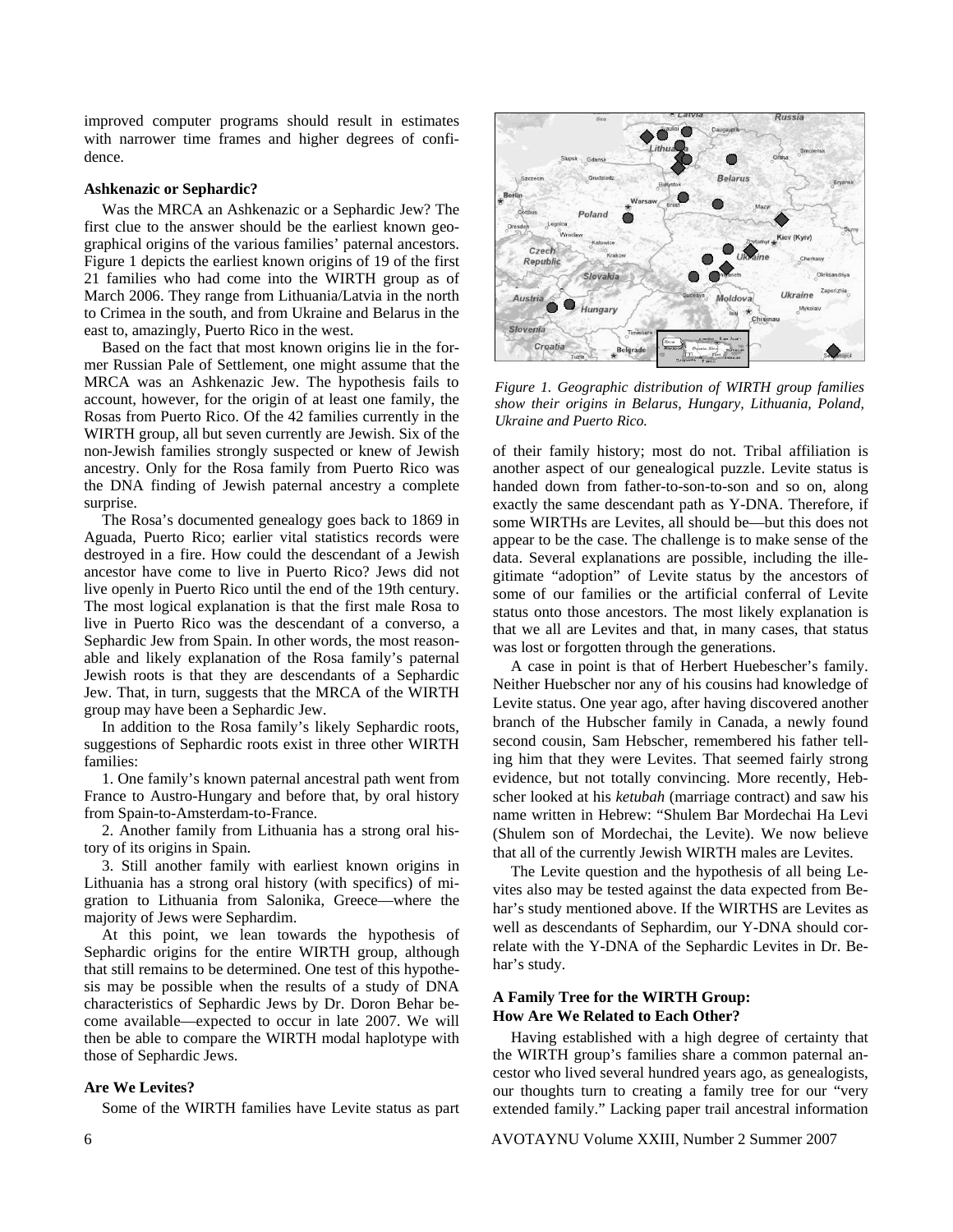improved computer programs should result in estimates with narrower time frames and higher degrees of confidence.

**Ashkenazic or Sephardic?**

Was the MRCA an Ashkenazic or a Sephardic Jew? The first clue to the answer should be the earliest known geographical origins of the various families' paternal ancestors. Figure 1 depicts the earliest known origins of 19 of the first 21 families who had come into the WIRTH group as of March 2006. They range from Lithuania/Latvia in the north to Crimea in the south, and from Ukraine and Belarus in the east to, amazingly, Puerto Rico in the west.

Based on the fact that most known origins lie in the former Russian Pale of Settlement, one might assume that the MRCA was an Ashkenazic Jew. The hypothesis fails to account, however, for the origin of at least one family, the Rosas from Puerto Rico. Of the 42 families currently in the WIRTH group, all but seven currently are Jewish. Six of the non-Jewish families strongly suspected or knew of Jewish ancestry. Only for the Rosa family from Puerto Rico was the DNA finding of Jewish paternal ancestry a complete surprise.

The Rosa's documented genealogy goes back to 1869 in Aguada, Puerto Rico; earlier vital statistics records were destroyed in a fire. How could the descendant of a Jewish ancestor have come to live in Puerto Rico? Jews did not live openly in Puerto Rico until the end of the 19th century. The most logical explanation is that the first male Rosa to live in Puerto Rico was the descendant of a converso, a Sephardic Jew from Spain. In other words, the most reasonable and likely explanation of the Rosa family's paternal Jewish roots is that they are descendants of a Sephardic Jew. That, in turn, suggests that the MRCA of the WIRTH group may have been a Sephardic Jew.

In addition to the Rosa family's likely Sephardic roots, suggestions of Sephardic roots exist in three other WIRTH families:

1. One family's known paternal ancestral path went from France to Austro-Hungary and before that, by oral history from Spain-to-Amsterdam-to-France.

2. Another family from Lithuania has a strong oral history of its origins in Spain.

3. Still another family with earliest known origins in Lithuania has a strong oral history (with specifics) of migration to Lithuania from Salonika, Greece—where the majority of Jews were Sephardim.

At this point, we lean towards the hypothesis of Sephardic origins for the entire WIRTH group, although that still remains to be determined. One test of this hypothesis may be possible when the results of a study of DNA characteristics of Sephardic Jews by Dr. Doron Behar become available—expected to occur in late 2007. We will then be able to compare the WIRTH modal haplotype with those of Sephardic Jews.

**Are We Levites?**

Some of the WIRTH families have Levite status as part of their family history; most do not. Tribal affiliation is another aspect of our genealogical puzzle. Levite status is handed down from father-to-son-to-son and so on, along exactly the same descendant path as Y-DNA. Therefore, if some WIRTHs are Levites, all should be—but this does not appear to be the case. The challenge is to make sense of the data. Several explanations are possible, including the illegitimate "adoption" of Levite status by the ancestors of some of our families or the artificial conferral of Levite status onto those ancestors. The most likely explanation is that we all are Levites and that, in many cases, that status was lost or forgotten through the generations.

*Figure 1. Geographic distribution of WIRTH group families show their origins in Belarus, Hungary, Lithuania, Poland, Ukraine and Puerto Rico.*

A case in point is that of Herbert Huebescher's family. Neither Huebscher nor any of his cousins had knowledge of Levite status. One year ago, after having discovered another branch of the Hubscher family in Canada, a newly found second cousin, Sam Hebscher, remembered his father telling him that they were Levites. That seemed fairly strong evidence, but not totally convincing. More recently, Hebscher looked at his *ketubah* (marriage contract) and saw his name written in Hebrew: "Shulem Bar Mordechai Ha Levi (Shulem son of Mordechai, the Levite). We now believe that all of the currently Jewish WIRTH males are Levites.

The Levite question and the hypothesis of all being Levites also may be tested against the data expected from Behar's study mentioned above. If the WIRTHS are Levites as well as descendants of Sephardim, our Y-DNA should correlate with the Y-DNA of the Sephardic Levites in Dr. Behar's study.

**A Family Tree for the WIRTH Group: How Are We Related to Each Other?**

Having established with a high degree of certainty that the WIRTH group's families share a common paternal ancestor who lived several hundred years ago, as genealogists, our thoughts turn to creating a family tree for our "very extended family." Lacking paper trail ancestral information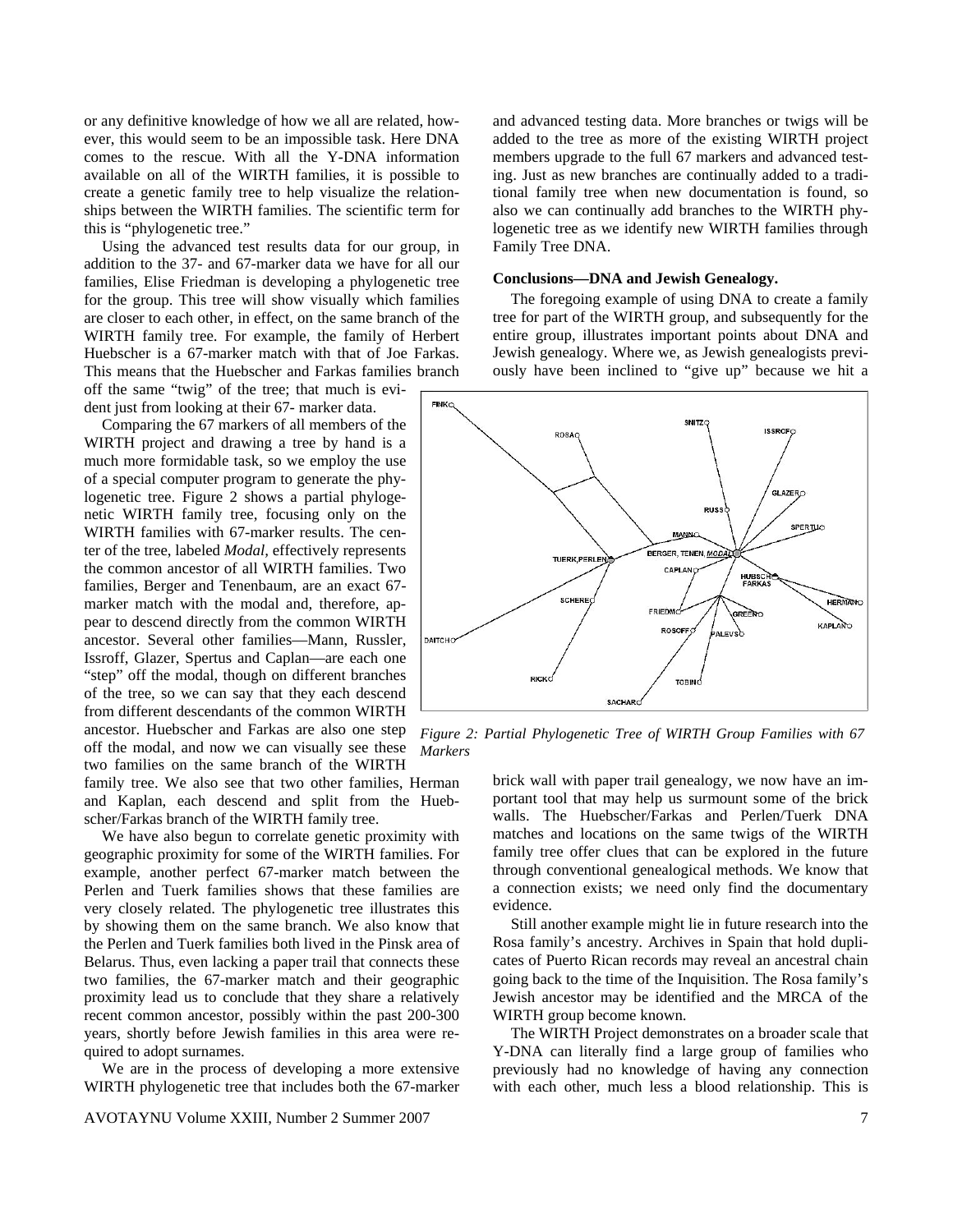or any definitive knowledge of how we all are related, however, this would seem to be an impossible task. Here DNA comes to the rescue. With all the Y-DNA information available on all of the WIRTH families, it is possible to create a genetic family tree to help visualize the relationships between the WIRTH families. The scientific term for this is "phylogenetic tree."

Using the advanced test results data for our group, in addition to the 37- and 67-marker data we have for all our families, Elise Friedman is developing a phylogenetic tree for the group. This tree will show visually which families are closer to each other, in effect, on the same branch of the WIRTH family tree. For example, the family of Herbert Huebscher is a 67-marker match with that of Joe Farkas. This means that the Huebscher and Farkas families branch off the same "twig" of the tree; that much is evident just from looking at their 67- marker data.

Comparing the 67 markers of all members of the WIRTH project and drawing a tree by hand is a much more formidable task, so we employ the use of a special computer program to generate the phylogenetic tree. Figure 2 shows a partial phylogenetic WIRTH family tree, focusing only on the WIRTH families with 67-marker results. The center of the tree, labeled *Modal,* effectively represents the common ancestor of all WIRTH families. Two families, Berger and Tenenbaum, are an exact 67-marker match with the modal and, therefore, appear to descend directly from the common WIRTH ancestor. Several other families—Mann, Russler, Issroff, Glazer, Spertus and Caplan—are each one "step" off the modal, though on different branches of the tree, so we can say that they each descend from different descendants of the common WIRTH ancestor. Huebscher and Farkas are also one step off the modal, and now we can visually see these two families on the same branch of the WIRTH family tree. We also see that two other families, Herman and Kaplan, each descend and split from the Huebscher/Farkas branch of the WIRTH family tree.

We have also begun to correlate genetic proximity with geographic proximity for some of the WIRTH families. For example, another perfect 67-marker match between the Perlen and Tuerk families shows that these families are very closely related. The phylogenetic tree illustrates this by showing them on the same branch. We also know that the Perlen and Tuerk families both lived in the Pinsk area of Belarus. Thus, even lacking a paper trail that connects these two families, the 67-marker match and their geographic proximity lead us to conclude that they share a relatively recent common ancestor, possibly within the past 200-300 years, shortly before Jewish families in this area were required to adopt surnames.

We are in the process of developing a more extensive WIRTH phylogenetic tree that includes both the 67-marker and advanced testing data. More branches or twigs will be added to the tree as more of the existing WIRTH project members upgrade to the full 67 markers and advanced testing. Just as new branches are continually added to a traditional family tree when new documentation is found, so also we can continually add branches to the WIRTH phylogenetic tree as we identify new WIRTH families through Family Tree DNA.

**Conclusions—DNA and Jewish Genealogy.**

The foregoing example of using DNA to create a family tree for part of the WIRTH group, and subsequently for the entire group, illustrates important points about DNA and Jewish genealogy. Where we, as Jewish genealogists previously have been inclined to "give up" because we hit a brick wall with paper trail genealogy, we now have an important tool that may help us surmount some of the brick walls. The Huebscher/Farkas and Perlen/Tuerk DNA matches and locations on the same twigs of the WIRTH family tree offer clues that can be explored in the future through conventional genealogical methods. We know that a connection exists; we need only find the documentary evidence.

*Figure 2: Partial Phylogenetic Tree of WIRTH Group Families with 67 Markers*

Still another example might lie in future research into the Rosa family's ancestry. Archives in Spain that hold duplicates of Puerto Rican records may reveal an ancestral chain going back to the time of the Inquisition. The Rosa family's Jewish ancestor may be identified and the MRCA of the WIRTH group become known.

The WIRTH Project demonstrates on a broader scale that Y-DNA can literally find a large group of families who previously had no knowledge of having any connection with each other, much less a blood relationship. This is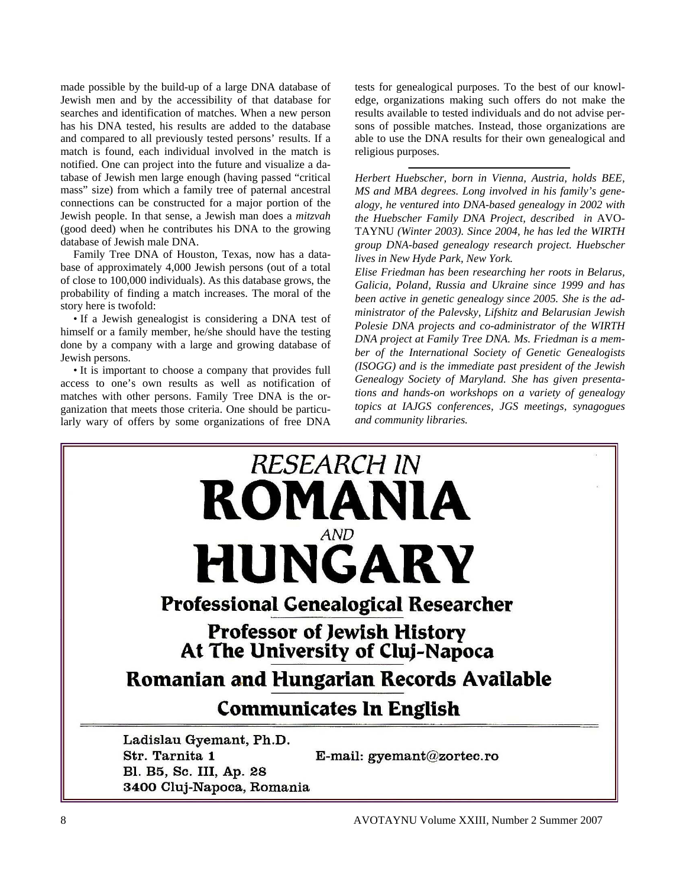made possible by the build-up of a large DNA database of Jewish men and by the accessibility of that database for searches and identification of matches. When a new person has his DNA tested, his results are added to the database and compared to all previously tested persons' results. If a match is found, each individual involved in the match is notified. One can project into the future and visualize a database of Jewish men large enough (having passed "critical mass" size) from which a family tree of paternal ancestral connections can be constructed for a major portion of the Jewish people. In that sense, a Jewish man does a *mitzvah* (good deed) when he contributes his DNA to the growing database of Jewish male DNA.

Family Tree DNA of Houston, Texas, now has a database of approximately 4,000 Jewish persons (out of a total of close to 100,000 individuals). As this database grows, the probability of finding a match increases. The moral of the story here is twofold:

- If a Jewish genealogist is considering a DNA test of himself or a family member, he/she should have the testing done by a company with a large and growing database of Jewish persons.
- It is important to choose a company that provides full access to one's own results as well as notification of matches with other persons. Family Tree DNA is the organization that meets those criteria. One should be particularly wary of offers by some organizations of free DNA tests for genealogical purposes. To the best of our knowledge, organizations making such offers do not make the results available to tested individuals and do not advise persons of possible matches. Instead, those organizations are able to use the DNA results for their own genealogical and religious purposes.

---

*Herbert Huebscher, born in Vienna, Austria, holds BEE, MS and MBA degrees. Long involved in his family's genealogy, he ventured into DNA-based genealogy in 2002 with the Huebscher Family DNA Project, described in* AVOTAYNU *(Winter 2003). Since 2004, he has led the WIRTH group DNA-based genealogy research project. Huebscher lives in New Hyde Park, New York.*

*Elise Friedman has been researching her roots in Belarus, Galicia, Poland, Russia and Ukraine since 1999 and has been active in genetic genealogy since 2005. She is the administrator of the Palevsky, Lifshitz and Belarusian Jewish Polesie DNA projects and co-administrator of the WIRTH DNA project at Family Tree DNA. Ms. Friedman is a member of the International Society of Genetic Genealogists (ISOGG) and is the immediate past president of the Jewish Genealogy Society of Maryland. She has given presentations and hands-on workshops on a variety of genealogy topics at IAJGS conferences, JGS meetings, synagogues and community libraries.*

---

RESEARCH IN

**ROMANIA**

AND

**HUNGARY**

**Professional Genealogical Researcher**

**Professor of Jewish History**
**At The University of Cluj-Napoca**

**Romanian and Hungarian Records Available**

**Communicates In English**

Ladislau Gyemant, Ph.D.
Str. Tarnita 1
Bl. B5, Sc. III, Ap. 28
3400 Cluj-Napoca, Romania

E-mail: gyemant@zortec.ro